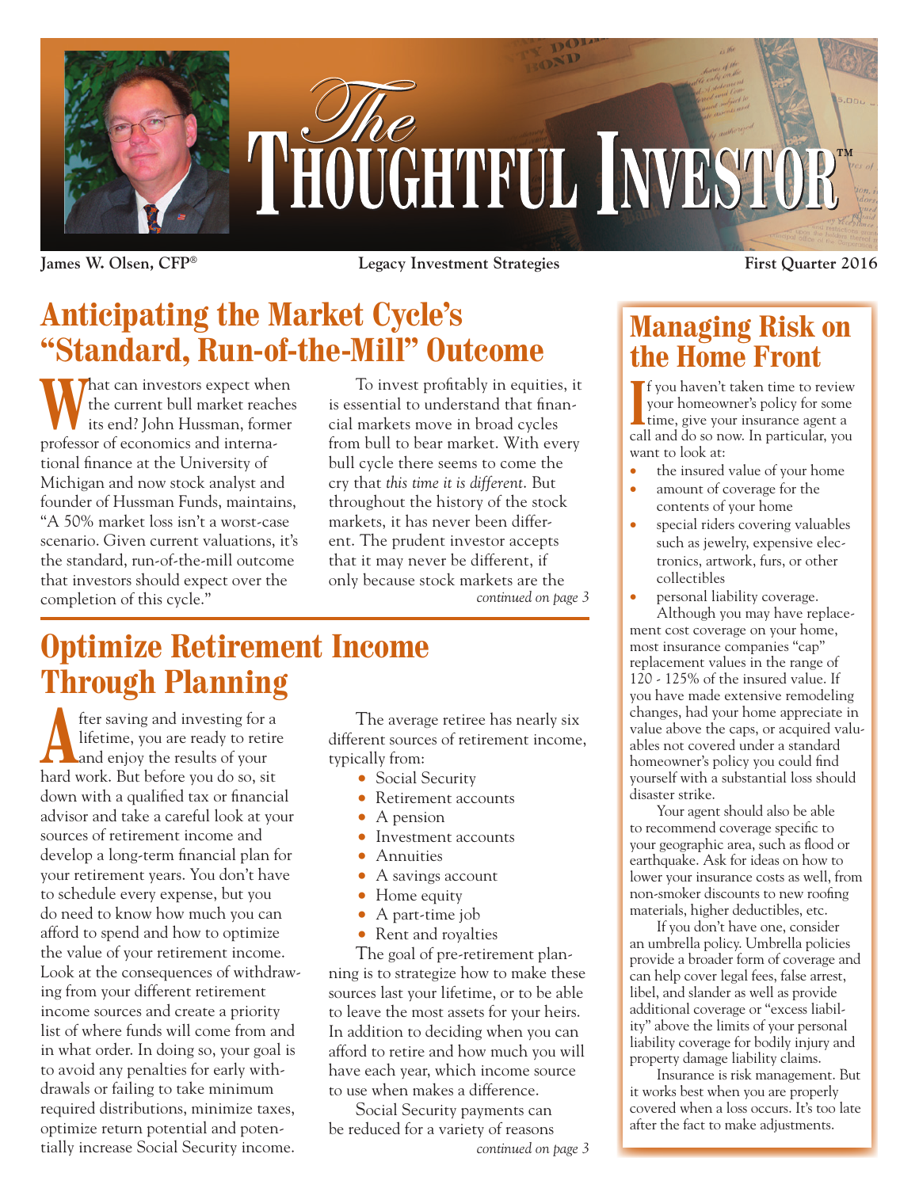# The Thoughtful Investor™

**James W. Olsen, CFP®** **Legacy Investment Strategies** **First Quarter 2016**

## Anticipating the Market Cycle's "Standard, Run-of-the-Mill" Outcome

What can investors expect when the current bull market reaches its end? John Hussman, former professor of economics and international finance at the University of Michigan and now stock analyst and founder of Hussman Funds, maintains, "A 50% market loss isn't a worst-case scenario. Given current valuations, it's the standard, run-of-the-mill outcome that investors should expect over the completion of this cycle."

To invest profitably in equities, it is essential to understand that financial markets move in broad cycles from bull to bear market. With every bull cycle there seems to come the cry that *this time it is different*. But throughout the history of the stock markets, it has never been different. The prudent investor accepts that it may never be different, if only because stock markets are the

*continued on page 3*

## Optimize Retirement Income Through Planning

After saving and investing for a lifetime, you are ready to retire and enjoy the results of your hard work. But before you do so, sit down with a qualified tax or financial advisor and take a careful look at your sources of retirement income and develop a long-term financial plan for your retirement years. You don't have to schedule every expense, but you do need to know how much you can afford to spend and how to optimize the value of your retirement income. Look at the consequences of withdrawing from your different retirement income sources and create a priority list of where funds will come from and in what order. In doing so, your goal is to avoid any penalties for early withdrawals or failing to take minimum required distributions, minimize taxes, optimize return potential and potentially increase Social Security income.

The average retiree has nearly six different sources of retirement income, typically from:

- Social Security
- Retirement accounts
- A pension
- Investment accounts
- Annuities
- A savings account
- Home equity
- A part-time job
- Rent and royalties

The goal of pre-retirement planning is to strategize how to make these sources last your lifetime, or to be able to leave the most assets for your heirs. In addition to deciding when you can afford to retire and how much you will have each year, which income source to use when makes a difference.

Social Security payments can be reduced for a variety of reasons

*continued on page 3*

## Managing Risk on the Home Front

If you haven't taken time to review your homeowner's policy for some time, give your insurance agent a call and do so now. In particular, you want to look at:

- the insured value of your home
- amount of coverage for the contents of your home
- special riders covering valuables such as jewelry, expensive electronics, artwork, furs, or other collectibles
- personal liability coverage.

Although you may have replacement cost coverage on your home, most insurance companies "cap" replacement values in the range of 120 - 125% of the insured value. If you have made extensive remodeling changes, had your home appreciate in value above the caps, or acquired valuables not covered under a standard homeowner's policy you could find yourself with a substantial loss should disaster strike.

Your agent should also be able to recommend coverage specific to your geographic area, such as flood or earthquake. Ask for ideas on how to lower your insurance costs as well, from non-smoker discounts to new roofing materials, higher deductibles, etc.

If you don't have one, consider an umbrella policy. Umbrella policies provide a broader form of coverage and can help cover legal fees, false arrest, libel, and slander as well as provide additional coverage or "excess liability" above the limits of your personal liability coverage for bodily injury and property damage liability claims.

Insurance is risk management. But it works best when you are properly covered when a loss occurs. It's too late after the fact to make adjustments.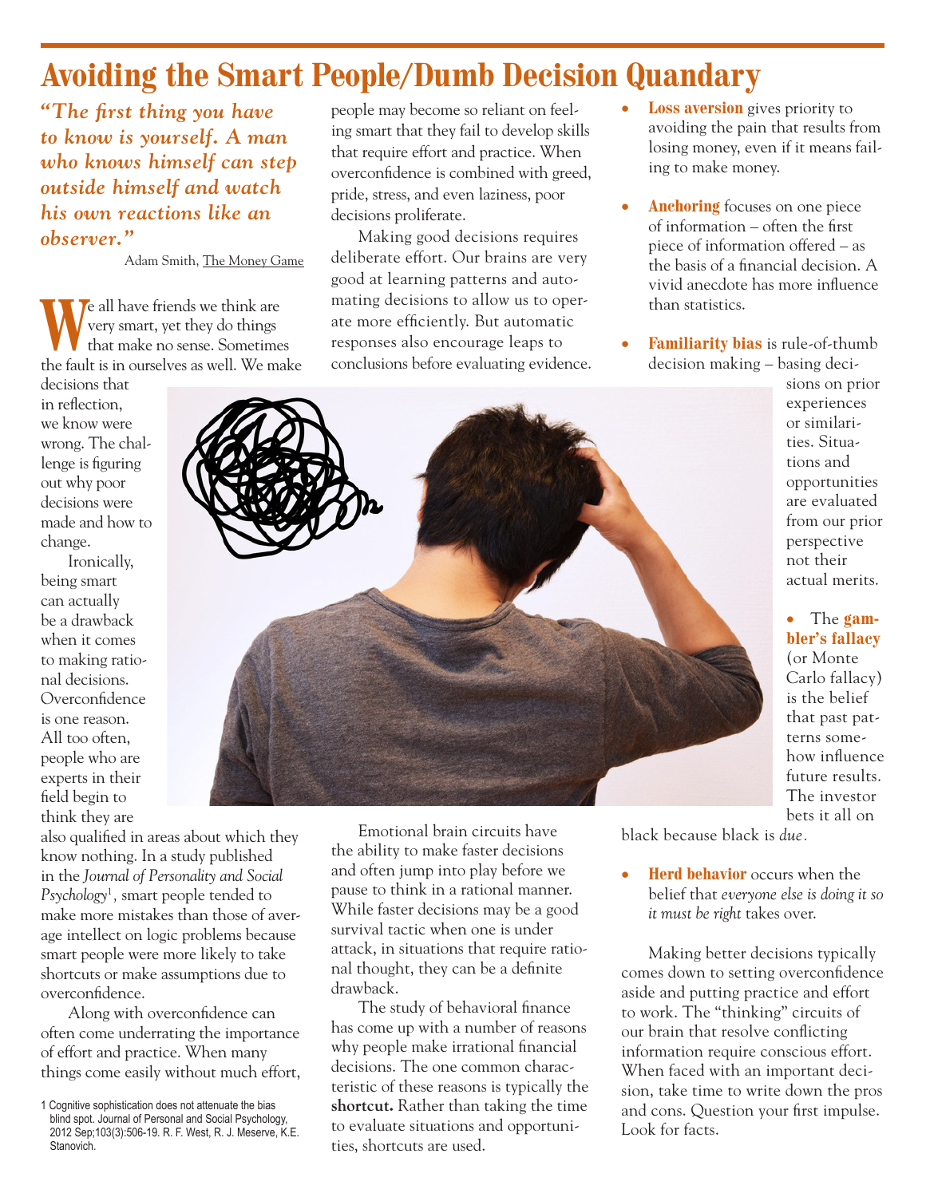# Avoiding the Smart People/Dumb Decision Quandary

> ***"The first thing you have to know is yourself. A man who knows himself can step outside himself and watch his own reactions like an observer."***
>
> Adam Smith, The Money Game

We all have friends we think are very smart, yet they do things that make no sense. Sometimes the fault is in ourselves as well. We make decisions that in reflection, we know were wrong. The challenge is figuring out why poor decisions were made and how to change.

Ironically, being smart can actually be a drawback when it comes to making rational decisions. Overconfidence is one reason. All too often, people who are experts in their field begin to think they are also qualified in areas about which they know nothing. In a study published in the *Journal of Personality and Social Psychology*[1], smart people tended to make more mistakes than those of average intellect on logic problems because smart people were more likely to take shortcuts or make assumptions due to overconfidence.

Along with overconfidence can often come underrating the importance of effort and practice. When many things come easily without much effort, people may become so reliant on feeling smart that they fail to develop skills that require effort and practice. When overconfidence is combined with greed, pride, stress, and even laziness, poor decisions proliferate.

Making good decisions requires deliberate effort. Our brains are very good at learning patterns and automating decisions to allow us to operate more efficiently. But automatic responses also encourage leaps to conclusions before evaluating evidence.

Emotional brain circuits have the ability to make faster decisions and often jump into play before we pause to think in a rational manner. While faster decisions may be a good survival tactic when one is under attack, in situations that require rational thought, they can be a definite drawback.

The study of behavioral finance has come up with a number of reasons why people make irrational financial decisions. The one common characteristic of these reasons is typically the **shortcut.** Rather than taking the time to evaluate situations and opportunities, shortcuts are used.

- **Loss aversion** gives priority to avoiding the pain that results from losing money, even if it means failing to make money.
- **Anchoring** focuses on one piece of information – often the first piece of information offered – as the basis of a financial decision. A vivid anecdote has more influence than statistics.
- **Familiarity bias** is rule-of-thumb decision making – basing decisions on prior experiences or similarities. Situations and opportunities are evaluated from our prior perspective not their actual merits.
- The **gambler's fallacy** (or Monte Carlo fallacy) is the belief that past patterns somehow influence future results. The investor bets it all on black because black is *due*.
- **Herd behavior** occurs when the belief that *everyone else is doing it so it must be right* takes over.

Making better decisions typically comes down to setting overconfidence aside and putting practice and effort to work. The "thinking" circuits of our brain that resolve conflicting information require conscious effort. When faced with an important decision, take time to write down the pros and cons. Question your first impulse. Look for facts.

---

1 Cognitive sophistication does not attenuate the bias blind spot. Journal of Personal and Social Psychology, 2012 Sep;103(3):506-19. R. F. West, R. J. Meserve, K.E. Stanovich.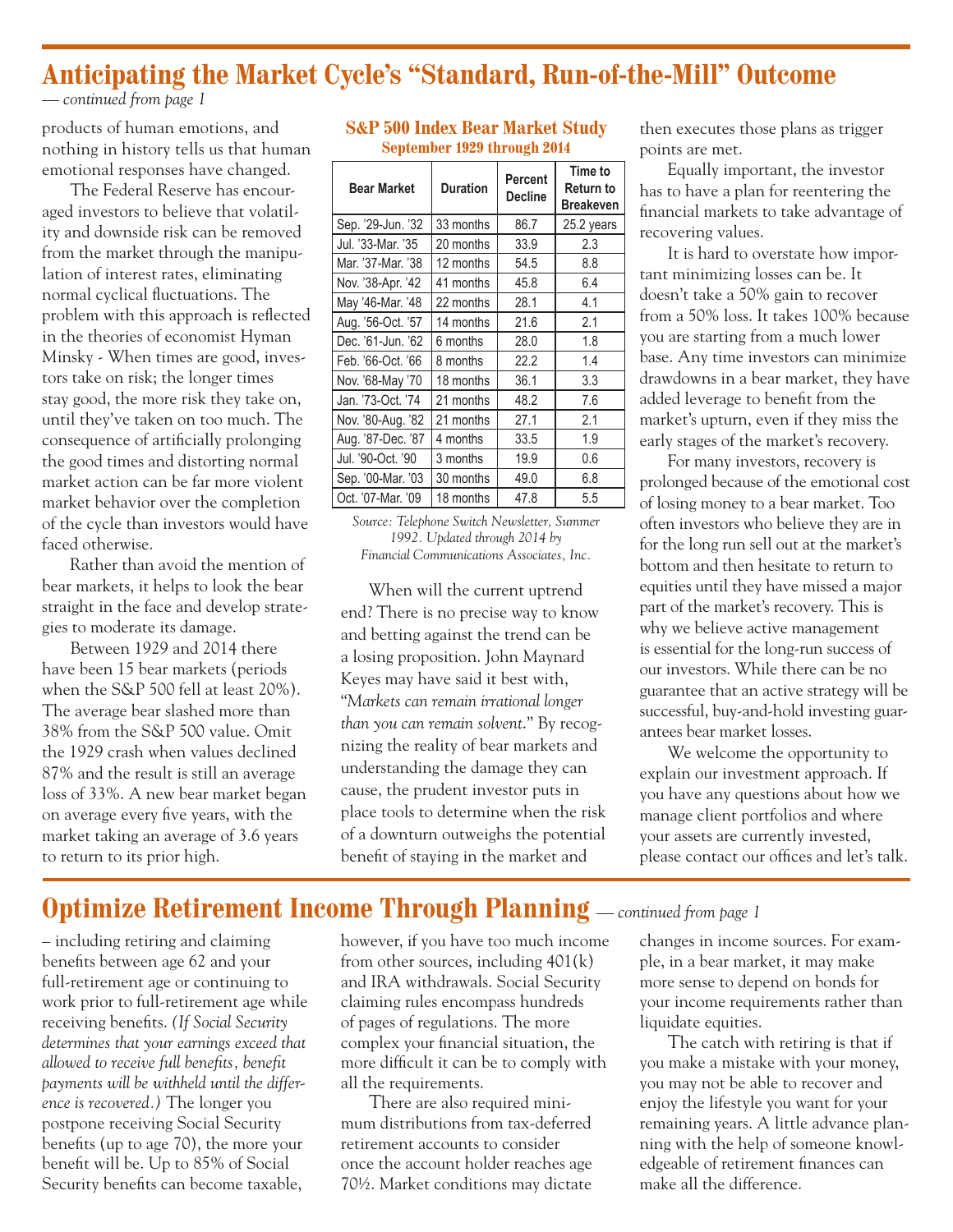# Anticipating the Market Cycle's "Standard, Run-of-the-Mill" Outcome

*— continued from page 1*

products of human emotions, and nothing in history tells us that human emotional responses have changed.

The Federal Reserve has encouraged investors to believe that volatility and downside risk can be removed from the market through the manipulation of interest rates, eliminating normal cyclical fluctuations. The problem with this approach is reflected in the theories of economist Hyman Minsky - When times are good, investors take on risk; the longer times stay good, the more risk they take on, until they've taken on too much. The consequence of artificially prolonging the good times and distorting normal market action can be far more violent market behavior over the completion of the cycle than investors would have faced otherwise.

Rather than avoid the mention of bear markets, it helps to look the bear straight in the face and develop strategies to moderate its damage.

Between 1929 and 2014 there have been 15 bear markets (periods when the S&P 500 fell at least 20%). The average bear slashed more than 38% from the S&P 500 value. Omit the 1929 crash when values declined 87% and the result is still an average loss of 33%. A new bear market began on average every five years, with the market taking an average of 3.6 years to return to its prior high.

**S&P 500 Index Bear Market Study**
**September 1929 through 2014**

| Bear Market | Duration | Percent Decline | Time to Return to Breakeven |
|---|---|---|---|
| Sep. '29-Jun. '32 | 33 months | 86.7 | 25.2 years |
| Jul. '33-Mar. '35 | 20 months | 33.9 | 2.3 |
| Mar. '37-Mar. '38 | 12 months | 54.5 | 8.8 |
| Nov. '38-Apr. '42 | 41 months | 45.8 | 6.4 |
| May '46-Mar. '48 | 22 months | 28.1 | 4.1 |
| Aug. '56-Oct. '57 | 14 months | 21.6 | 2.1 |
| Dec. '61-Jun. '62 | 6 months | 28.0 | 1.8 |
| Feb. '66-Oct. '66 | 8 months | 22.2 | 1.4 |
| Nov. '68-May '70 | 18 months | 36.1 | 3.3 |
| Jan. '73-Oct. '74 | 21 months | 48.2 | 7.6 |
| Nov. '80-Aug. '82 | 21 months | 27.1 | 2.1 |
| Aug. '87-Dec. '87 | 4 months | 33.5 | 1.9 |
| Jul. '90-Oct. '90 | 3 months | 19.9 | 0.6 |
| Sep. '00-Mar. '03 | 30 months | 49.0 | 6.8 |
| Oct. '07-Mar. '09 | 18 months | 47.8 | 5.5 |

*Source: Telephone Switch Newsletter, Summer 1992. Updated through 2014 by Financial Communications Associates, Inc.*

When will the current uptrend end? There is no precise way to know and betting against the trend can be a losing proposition. John Maynard Keyes may have said it best with, "*Markets can remain irrational longer than you can remain solvent.*" By recognizing the reality of bear markets and understanding the damage they can cause, the prudent investor puts in place tools to determine when the risk of a downturn outweighs the potential benefit of staying in the market and then executes those plans as trigger points are met.

Equally important, the investor has to have a plan for reentering the financial markets to take advantage of recovering values.

It is hard to overstate how important minimizing losses can be. It doesn't take a 50% gain to recover from a 50% loss. It takes 100% because you are starting from a much lower base. Any time investors can minimize drawdowns in a bear market, they have added leverage to benefit from the market's upturn, even if they miss the early stages of the market's recovery.

For many investors, recovery is prolonged because of the emotional cost of losing money to a bear market. Too often investors who believe they are in for the long run sell out at the market's bottom and then hesitate to return to equities until they have missed a major part of the market's recovery. This is why we believe active management is essential for the long-run success of our investors. While there can be no guarantee that an active strategy will be successful, buy-and-hold investing guarantees bear market losses.

We welcome the opportunity to explain our investment approach. If you have any questions about how we manage client portfolios and where your assets are currently invested, please contact our offices and let's talk.

# Optimize Retirement Income Through Planning

*— continued from page 1*

– including retiring and claiming benefits between age 62 and your full-retirement age or continuing to work prior to full-retirement age while receiving benefits. *(If Social Security determines that your earnings exceed that allowed to receive full benefits, benefit payments will be withheld until the difference is recovered.)* The longer you postpone receiving Social Security benefits (up to age 70), the more your benefit will be. Up to 85% of Social Security benefits can become taxable, however, if you have too much income from other sources, including 401(k) and IRA withdrawals. Social Security claiming rules encompass hundreds of pages of regulations. The more complex your financial situation, the more difficult it can be to comply with all the requirements.

There are also required minimum distributions from tax-deferred retirement accounts to consider once the account holder reaches age 70½. Market conditions may dictate changes in income sources. For example, in a bear market, it may make more sense to depend on bonds for your income requirements rather than liquidate equities.

The catch with retiring is that if you make a mistake with your money, you may not be able to recover and enjoy the lifestyle you want for your remaining years. A little advance planning with the help of someone knowledgeable of retirement finances can make all the difference.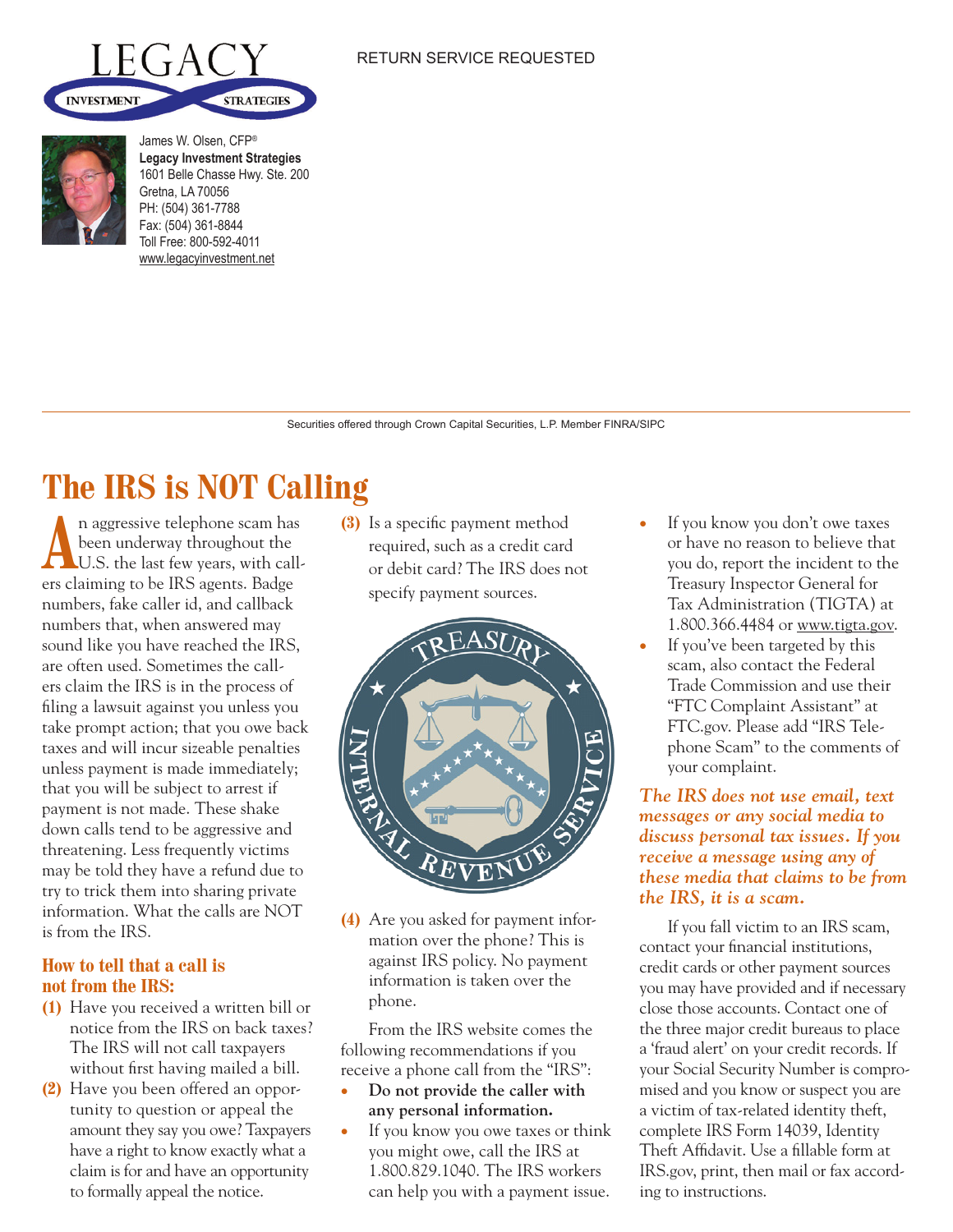LEGACY INVESTMENT STRATEGIES

RETURN SERVICE REQUESTED

James W. Olsen, CFP®
**Legacy Investment Strategies**
1601 Belle Chasse Hwy. Ste. 200
Gretna, LA 70056
PH: (504) 361-7788
Fax: (504) 361-8844
Toll Free: 800-592-4011
www.legacyinvestment.net

Securities offered through Crown Capital Securities, L.P. Member FINRA/SIPC

# The IRS is NOT Calling

An aggressive telephone scam has been underway throughout the U.S. the last few years, with callers claiming to be IRS agents. Badge numbers, fake caller id, and callback numbers that, when answered may sound like you have reached the IRS, are often used. Sometimes the callers claim the IRS is in the process of filing a lawsuit against you unless you take prompt action; that you owe back taxes and will incur sizeable penalties unless payment is made immediately; that you will be subject to arrest if payment is not made. These shake down calls tend to be aggressive and threatening. Less frequently victims may be told they have a refund due to try to trick them into sharing private information. What the calls are NOT is from the IRS.

## How to tell that a call is not from the IRS:

**(1)** Have you received a written bill or notice from the IRS on back taxes? The IRS will not call taxpayers without first having mailed a bill.

**(2)** Have you been offered an opportunity to question or appeal the amount they say you owe? Taxpayers have a right to know exactly what a claim is for and have an opportunity to formally appeal the notice.

**(3)** Is a specific payment method required, such as a credit card or debit card? The IRS does not specify payment sources.

**(4)** Are you asked for payment information over the phone? This is against IRS policy. No payment information is taken over the phone.

From the IRS website comes the following recommendations if you receive a phone call from the "IRS":

- **Do not provide the caller with any personal information.**
- If you know you owe taxes or think you might owe, call the IRS at 1.800.829.1040. The IRS workers can help you with a payment issue.
- If you know you don't owe taxes or have no reason to believe that you do, report the incident to the Treasury Inspector General for Tax Administration (TIGTA) at 1.800.366.4484 or www.tigta.gov.
- If you've been targeted by this scam, also contact the Federal Trade Commission and use their "FTC Complaint Assistant" at FTC.gov. Please add "IRS Telephone Scam" to the comments of your complaint.

***The IRS does not use email, text messages or any social media to discuss personal tax issues. If you receive a message using any of these media that claims to be from the IRS, it is a scam.***

If you fall victim to an IRS scam, contact your financial institutions, credit cards or other payment sources you may have provided and if necessary close those accounts. Contact one of the three major credit bureaus to place a 'fraud alert' on your credit records. If your Social Security Number is compromised and you know or suspect you are a victim of tax-related identity theft, complete IRS Form 14039, Identity Theft Affidavit. Use a fillable form at IRS.gov, print, then mail or fax according to instructions.